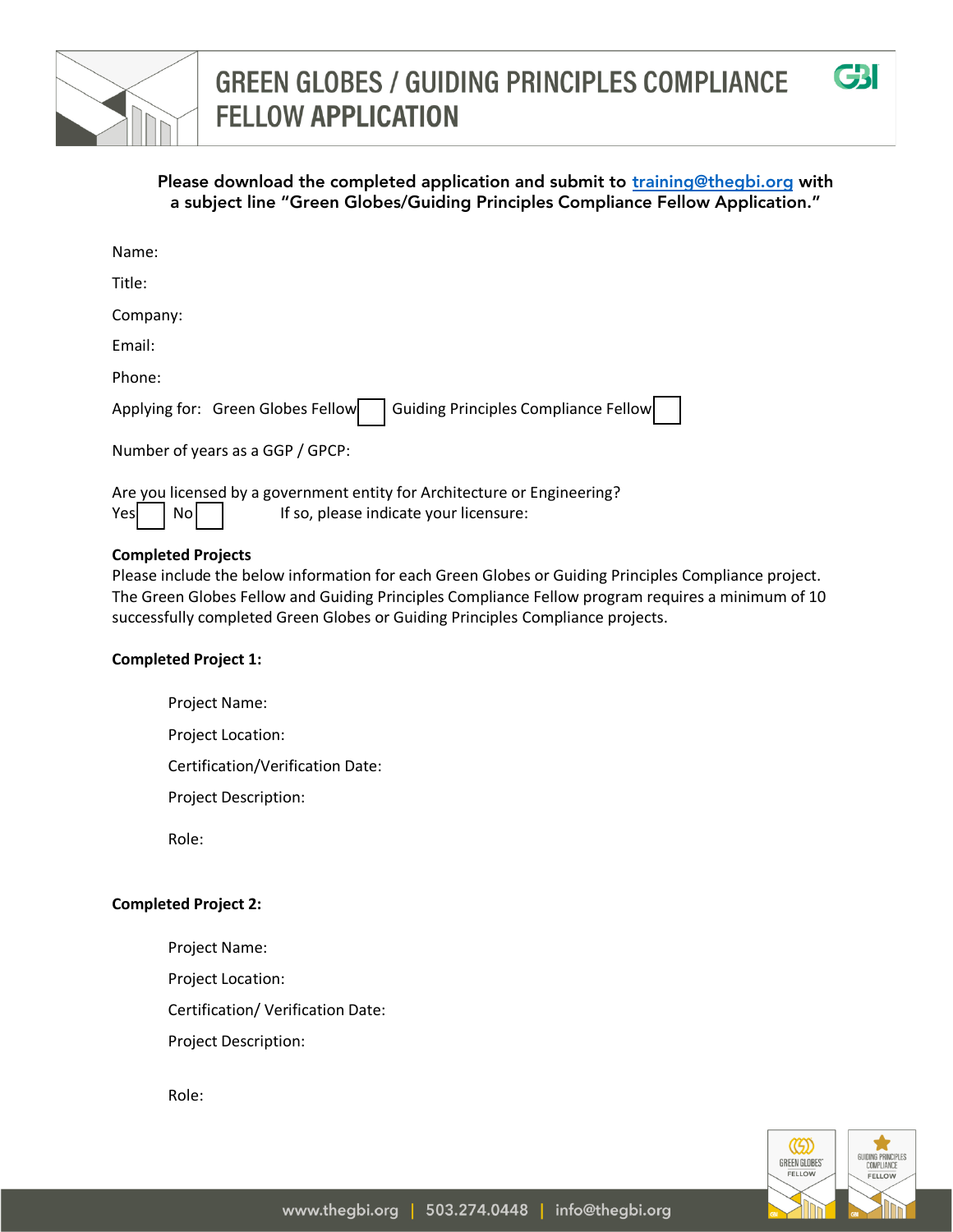# GREEN GLOBES / GUIDING PRINCIPLES COMPLIANCE FELLOW APPLICATION

**Please download the completed application and submit to training@thegbi.org with a subject line "Green Globes/Guiding Principles Compliance Fellow Application."**

Name:

Title:

Company:

Email:

Phone:

Applying for: Green Globes Fellow ☐ Guiding Principles Compliance Fellow ☐

Number of years as a GGP / GPCP:

Are you licensed by a government entity for Architecture or Engineering?
Yes ☐ No ☐ If so, please indicate your licensure:

**Completed Projects**
Please include the below information for each Green Globes or Guiding Principles Compliance project. The Green Globes Fellow and Guiding Principles Compliance Fellow program requires a minimum of 10 successfully completed Green Globes or Guiding Principles Compliance projects.

**Completed Project 1:**

Project Name:

Project Location:

Certification/Verification Date:

Project Description:

Role:

**Completed Project 2:**

Project Name:

Project Location:

Certification/ Verification Date:

Project Description:

Role: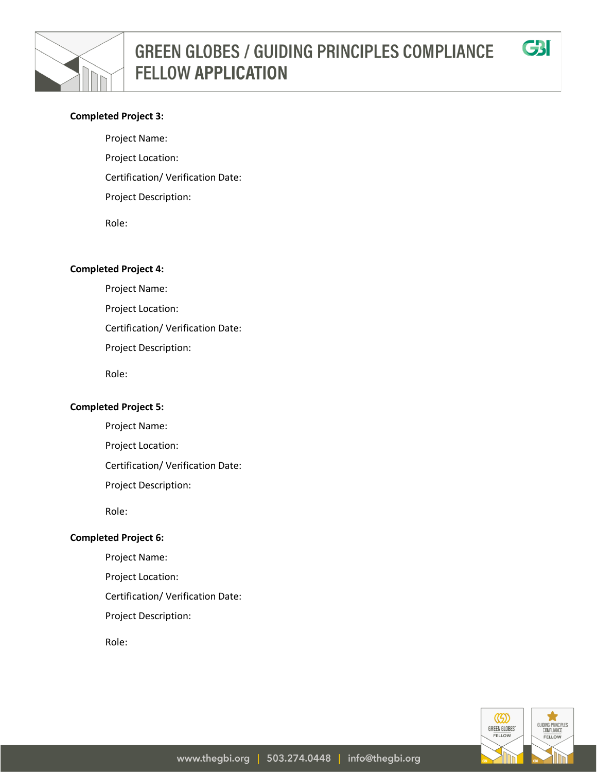**Completed Project 3:**

Project Name:

Project Location:

Certification/ Verification Date:

Project Description:

Role:

**Completed Project 4:**

Project Name:

Project Location:

Certification/ Verification Date:

Project Description:

Role:

**Completed Project 5:**

Project Name:

Project Location:

Certification/ Verification Date:

Project Description:

Role:

**Completed Project 6:**

Project Name:

Project Location:

Certification/ Verification Date:

Project Description:

Role: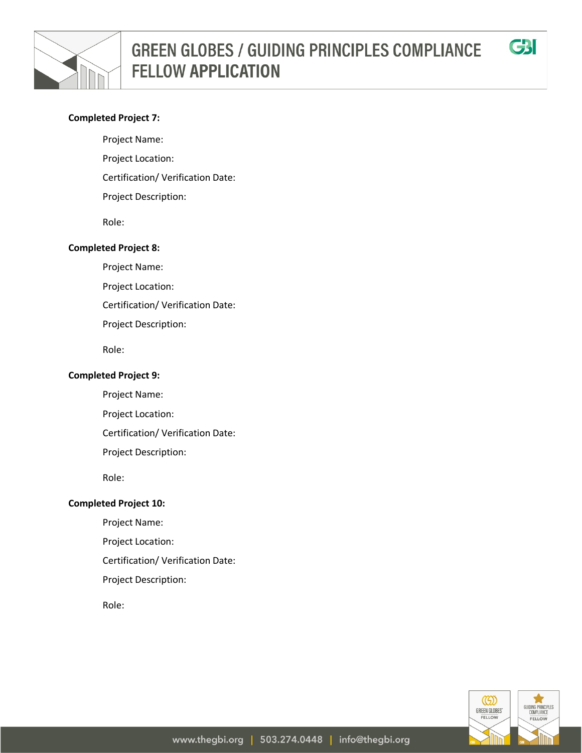**Completed Project 7:**

Project Name:

Project Location:

Certification/ Verification Date:

Project Description:

Role:

**Completed Project 8:**

Project Name:

Project Location:

Certification/ Verification Date:

Project Description:

Role:

**Completed Project 9:**

Project Name:

Project Location:

Certification/ Verification Date:

Project Description:

Role:

**Completed Project 10:**

Project Name:

Project Location:

Certification/ Verification Date:

Project Description:

Role: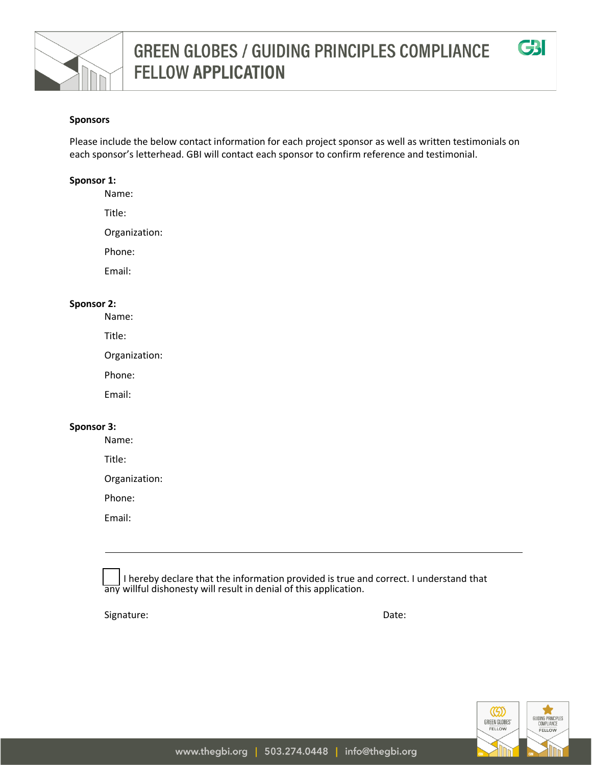# GREEN GLOBES / GUIDING PRINCIPLES COMPLIANCE FELLOW APPLICATION

**Sponsors**

Please include the below contact information for each project sponsor as well as written testimonials on each sponsor's letterhead. GBI will contact each sponsor to confirm reference and testimonial.

**Sponsor 1:**

Name:

Title:

Organization:

Phone:

Email:

**Sponsor 2:**

Name:

Title:

Organization:

Phone:

Email:

**Sponsor 3:**

Name:

Title:

Organization:

Phone:

Email:

---

☐ I hereby declare that the information provided is true and correct. I understand that any willful dishonesty will result in denial of this application.

Signature: Date: